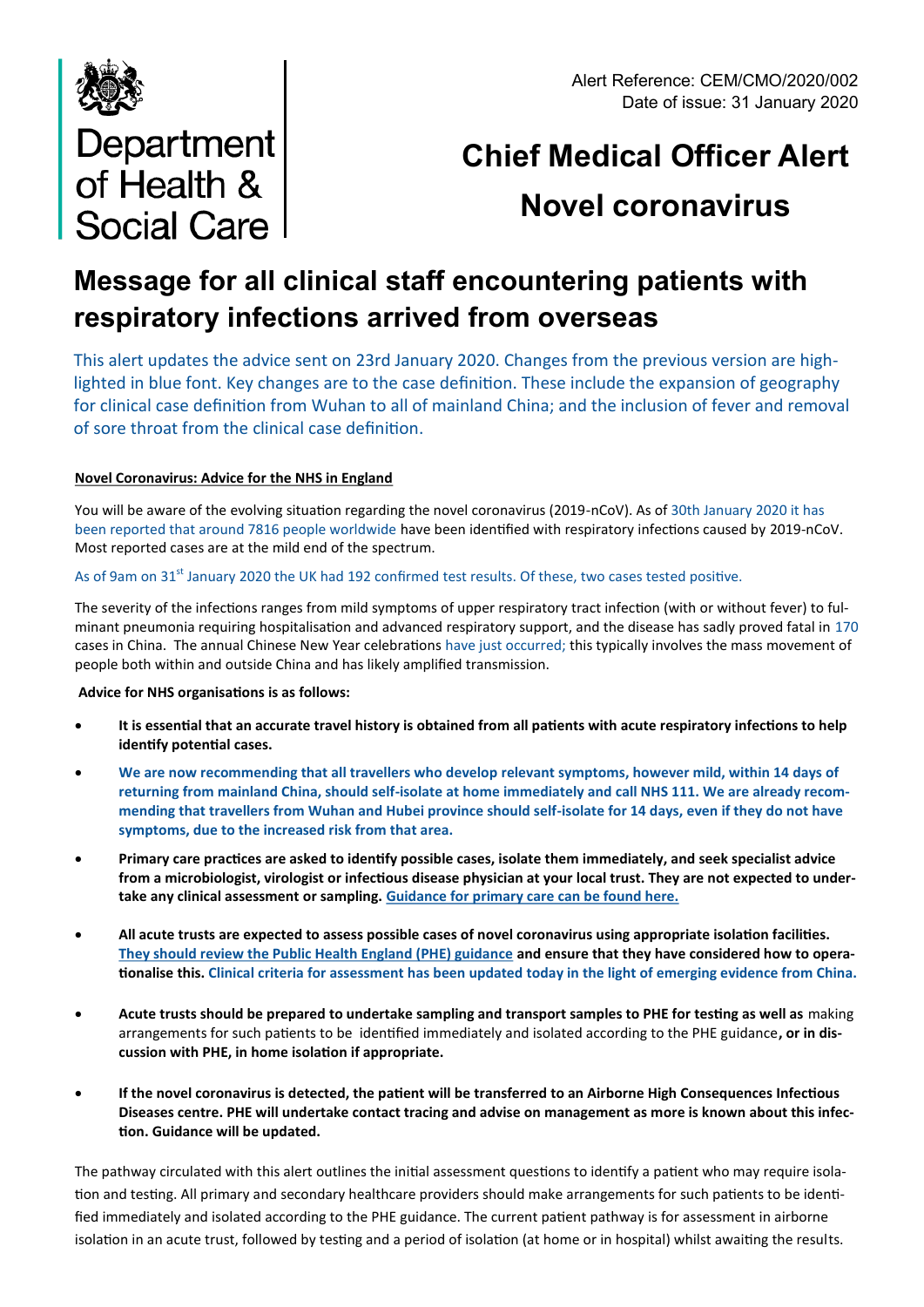Department of Health & Social Care

Alert Reference: CEM/CMO/2020/002
Date of issue: 31 January 2020

# Chief Medical Officer Alert
# Novel coronavirus

## Message for all clinical staff encountering patients with respiratory infections arrived from overseas

This alert updates the advice sent on 23rd January 2020. Changes from the previous version are highlighted in blue font. Key changes are to the case definition. These include the expansion of geography for clinical case definition from Wuhan to all of mainland China; and the inclusion of fever and removal of sore throat from the clinical case definition.

**Novel Coronavirus: Advice for the NHS in England**

You will be aware of the evolving situation regarding the novel coronavirus (2019-nCoV). As of 30th January 2020 it has been reported that around 7816 people worldwide have been identified with respiratory infections caused by 2019-nCoV. Most reported cases are at the mild end of the spectrum.

As of 9am on 31st January 2020 the UK had 192 confirmed test results. Of these, two cases tested positive.

The severity of the infections ranges from mild symptoms of upper respiratory tract infection (with or without fever) to fulminant pneumonia requiring hospitalisation and advanced respiratory support, and the disease has sadly proved fatal in 170 cases in China. The annual Chinese New Year celebrations have just occurred; this typically involves the mass movement of people both within and outside China and has likely amplified transmission.

**Advice for NHS organisations is as follows:**

- **It is essential that an accurate travel history is obtained from all patients with acute respiratory infections to help identify potential cases.**
- **We are now recommending that all travellers who develop relevant symptoms, however mild, within 14 days of returning from mainland China, should self-isolate at home immediately and call NHS 111. We are already recommending that travellers from Wuhan and Hubei province should self-isolate for 14 days, even if they do not have symptoms, due to the increased risk from that area.**
- **Primary care practices are asked to identify possible cases, isolate them immediately, and seek specialist advice from a microbiologist, virologist or infectious disease physician at your local trust. They are not expected to undertake any clinical assessment or sampling. Guidance for primary care can be found here.**
- **All acute trusts are expected to assess possible cases of novel coronavirus using appropriate isolation facilities. They should review the Public Health England (PHE) guidance and ensure that they have considered how to operationalise this. Clinical criteria for assessment has been updated today in the light of emerging evidence from China.**
- **Acute trusts should be prepared to undertake sampling and transport samples to PHE for testing as well as** making arrangements for such patients to be identified immediately and isolated according to the PHE guidance**, or in discussion with PHE, in home isolation if appropriate.**
- **If the novel coronavirus is detected, the patient will be transferred to an Airborne High Consequences Infectious Diseases centre. PHE will undertake contact tracing and advise on management as more is known about this infection. Guidance will be updated.**

The pathway circulated with this alert outlines the initial assessment questions to identify a patient who may require isolation and testing. All primary and secondary healthcare providers should make arrangements for such patients to be identified immediately and isolated according to the PHE guidance. The current patient pathway is for assessment in airborne isolation in an acute trust, followed by testing and a period of isolation (at home or in hospital) whilst awaiting the results.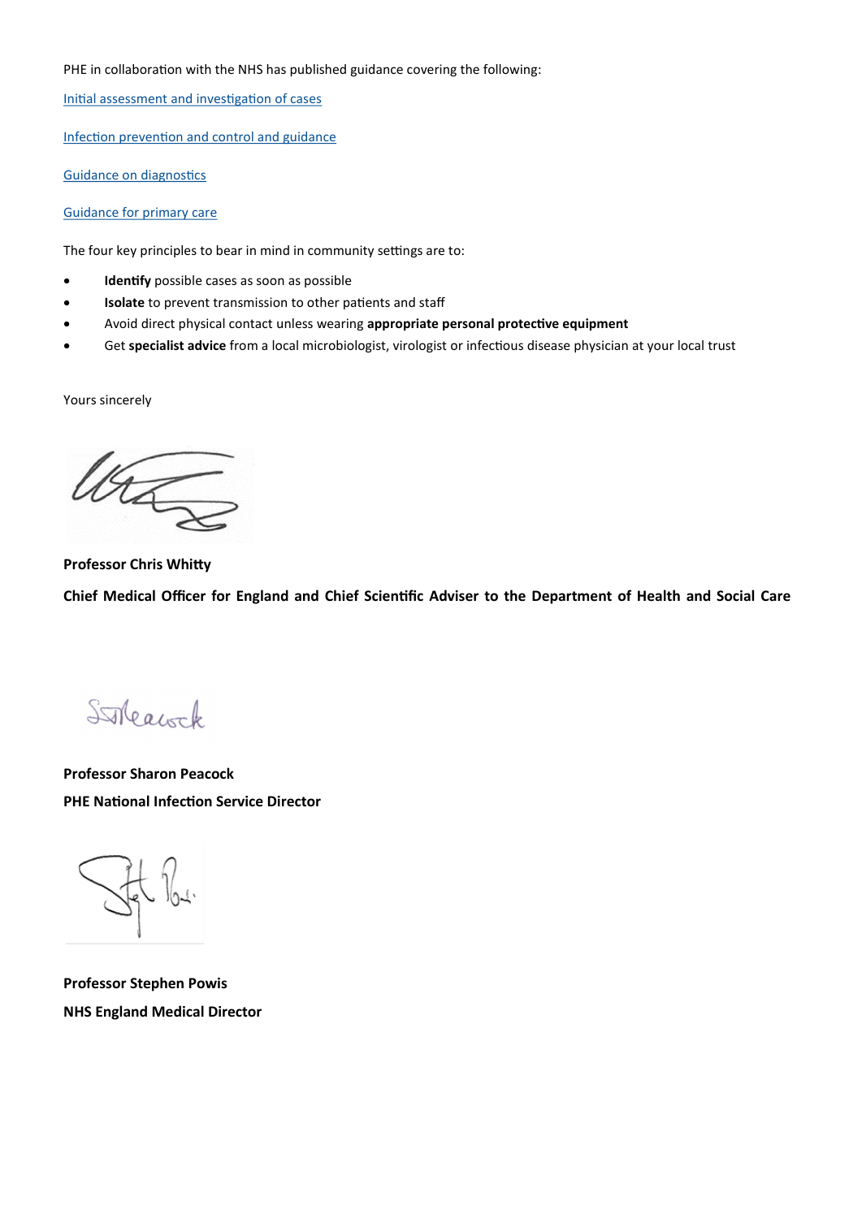PHE in collaboration with the NHS has published guidance covering the following:

Initial assessment and investigation of cases

Infection prevention and control and guidance

Guidance on diagnostics

Guidance for primary care

The four key principles to bear in mind in community settings are to:

- **Identify** possible cases as soon as possible
- **Isolate** to prevent transmission to other patients and staff
- Avoid direct physical contact unless wearing **appropriate personal protective equipment**
- Get **specialist advice** from a local microbiologist, virologist or infectious disease physician at your local trust

Yours sincerely

**Professor Chris Whitty**

**Chief Medical Officer for England and Chief Scientific Adviser to the Department of Health and Social Care**

**Professor Sharon Peacock**

**PHE National Infection Service Director**

**Professor Stephen Powis**

**NHS England Medical Director**